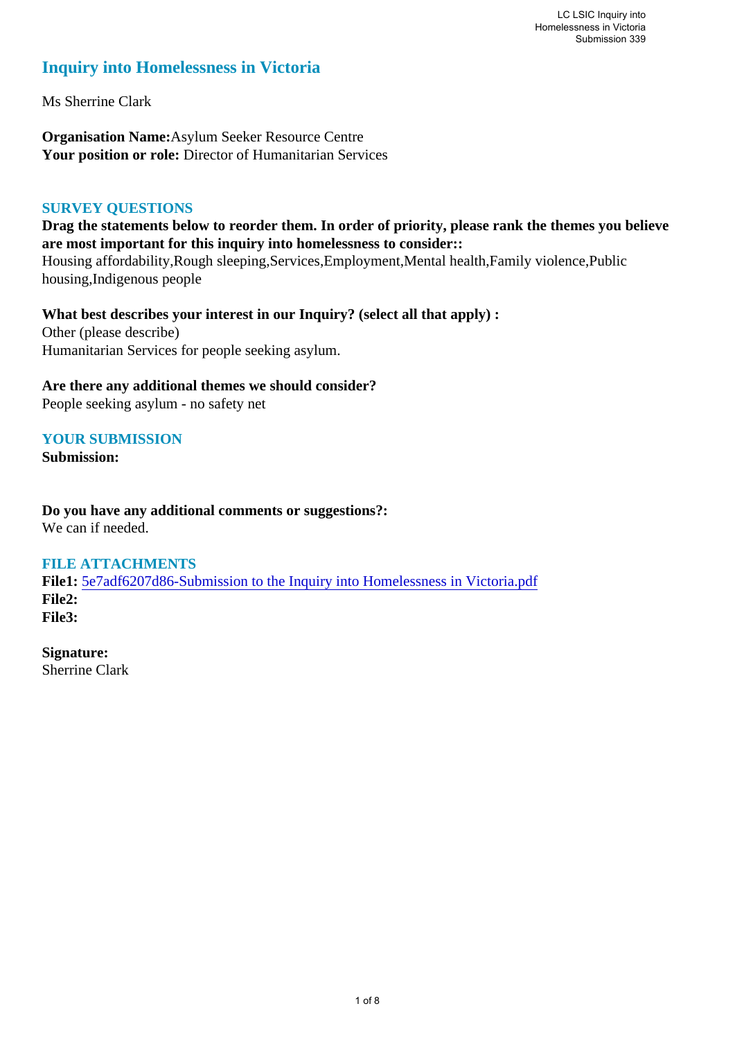# Inquiry into Homelessness in Victoria

Ms Sherrine Clark

**Organisation Name:** Asylum Seeker Resource Centre
**Your position or role:** Director of Humanitarian Services

## SURVEY QUESTIONS

**Drag the statements below to reorder them. In order of priority, please rank the themes you believe are most important for this inquiry into homelessness to consider::**
Housing affordability,Rough sleeping,Services,Employment,Mental health,Family violence,Public housing,Indigenous people

**What best describes your interest in our Inquiry? (select all that apply) :**
Other (please describe)
Humanitarian Services for people seeking asylum.

**Are there any additional themes we should consider?**
People seeking asylum - no safety net

## YOUR SUBMISSION

**Submission:**

**Do you have any additional comments or suggestions?:**
We can if needed.

## FILE ATTACHMENTS

**File1:** 5e7adf6207d86-Submission to the Inquiry into Homelessness in Victoria.pdf
**File2:**
**File3:**

**Signature:**
Sherrine Clark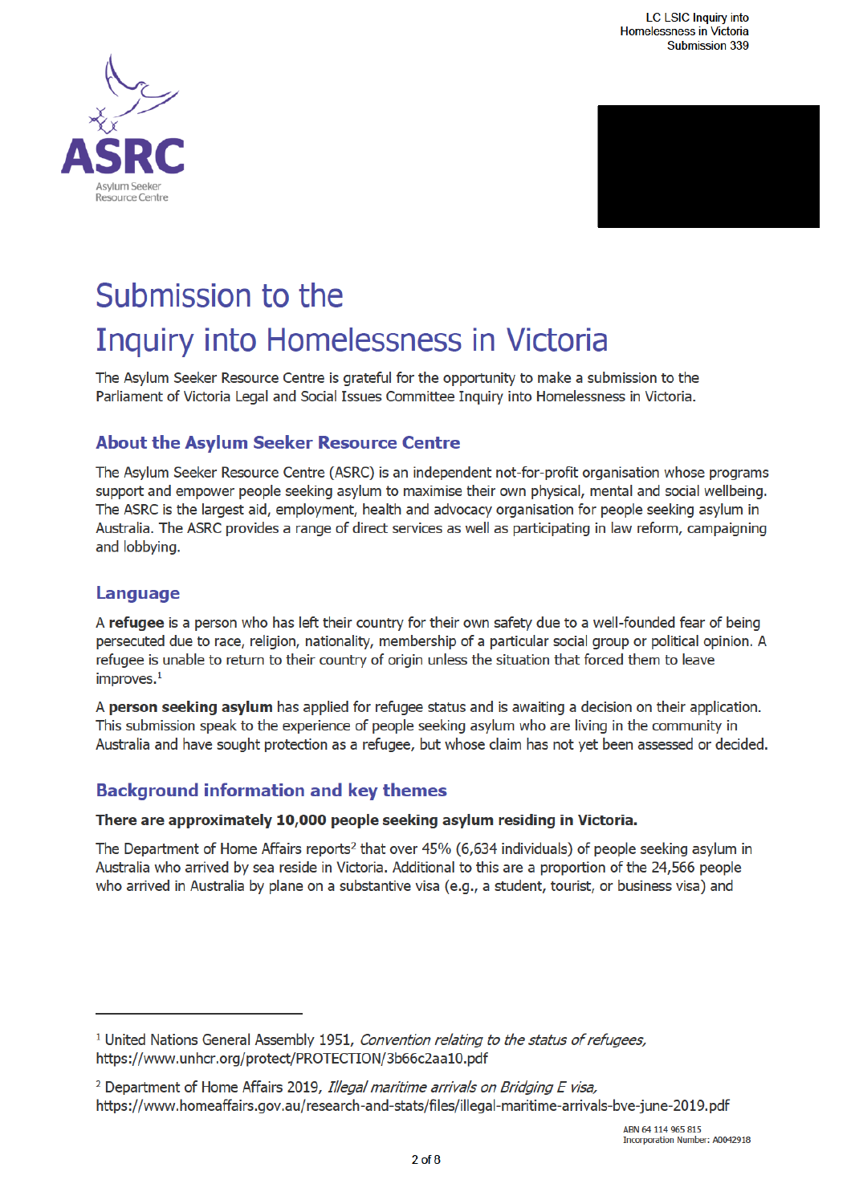# Submission to the Inquiry into Homelessness in Victoria

The Asylum Seeker Resource Centre is grateful for the opportunity to make a submission to the Parliament of Victoria Legal and Social Issues Committee Inquiry into Homelessness in Victoria.

## About the Asylum Seeker Resource Centre

The Asylum Seeker Resource Centre (ASRC) is an independent not-for-profit organisation whose programs support and empower people seeking asylum to maximise their own physical, mental and social wellbeing. The ASRC is the largest aid, employment, health and advocacy organisation for people seeking asylum in Australia. The ASRC provides a range of direct services as well as participating in law reform, campaigning and lobbying.

## Language

A **refugee** is a person who has left their country for their own safety due to a well-founded fear of being persecuted due to race, religion, nationality, membership of a particular social group or political opinion. A refugee is unable to return to their country of origin unless the situation that forced them to leave improves.[1]

A **person seeking asylum** has applied for refugee status and is awaiting a decision on their application. This submission speak to the experience of people seeking asylum who are living in the community in Australia and have sought protection as a refugee, but whose claim has not yet been assessed or decided.

## Background information and key themes

**There are approximately 10,000 people seeking asylum residing in Victoria.**

The Department of Home Affairs reports[2] that over 45% (6,634 individuals) of people seeking asylum in Australia who arrived by sea reside in Victoria. Additional to this are a proportion of the 24,566 people who arrived in Australia by plane on a substantive visa (e.g., a student, tourist, or business visa) and

---

[1] United Nations General Assembly 1951, *Convention relating to the status of refugees,* https://www.unhcr.org/protect/PROTECTION/3b66c2aa10.pdf

[2] Department of Home Affairs 2019, *Illegal maritime arrivals on Bridging E visa,* https://www.homeaffairs.gov.au/research-and-stats/files/illegal-maritime-arrivals-bve-june-2019.pdf

ABN 64 114 965 815
Incorporation Number: A0042918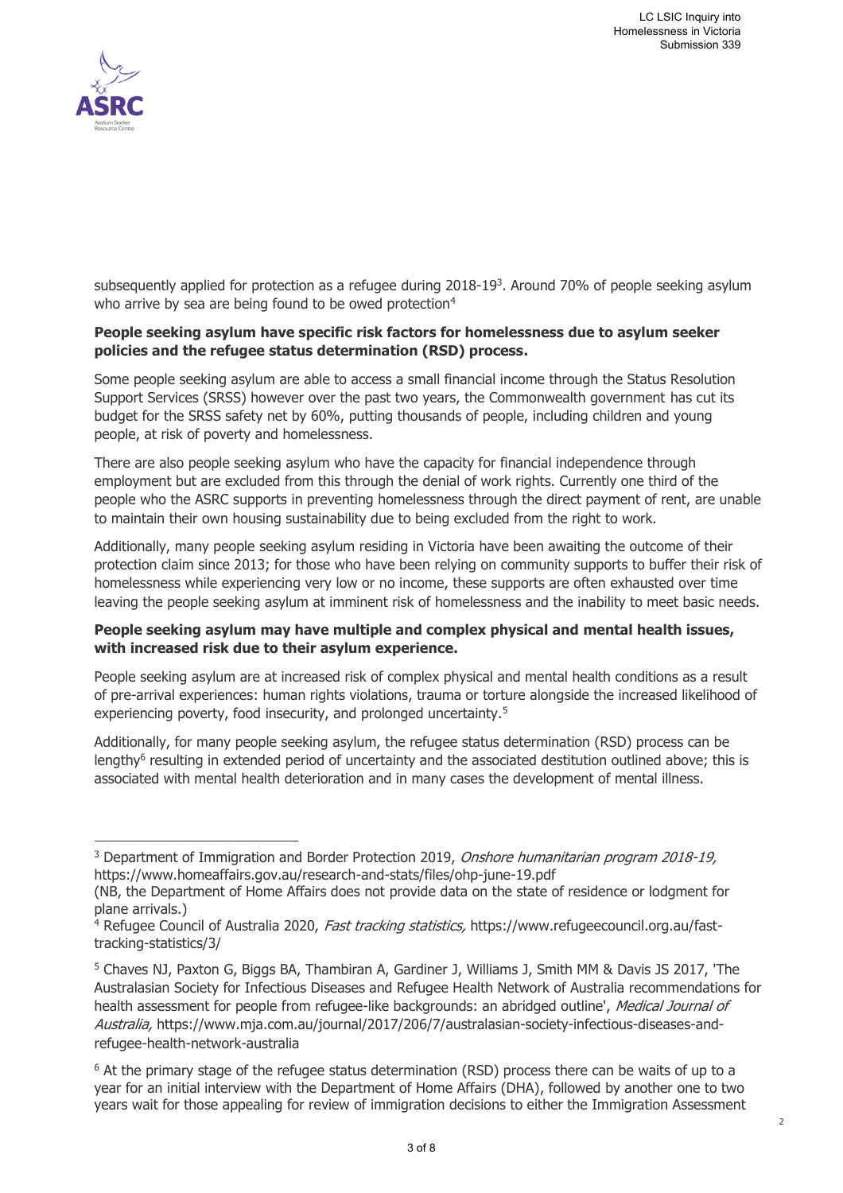subsequently applied for protection as a refugee during 2018-19[3]. Around 70% of people seeking asylum who arrive by sea are being found to be owed protection[4]

**People seeking asylum have specific risk factors for homelessness due to asylum seeker policies and the refugee status determination (RSD) process.**

Some people seeking asylum are able to access a small financial income through the Status Resolution Support Services (SRSS) however over the past two years, the Commonwealth government has cut its budget for the SRSS safety net by 60%, putting thousands of people, including children and young people, at risk of poverty and homelessness.

There are also people seeking asylum who have the capacity for financial independence through employment but are excluded from this through the denial of work rights. Currently one third of the people who the ASRC supports in preventing homelessness through the direct payment of rent, are unable to maintain their own housing sustainability due to being excluded from the right to work.

Additionally, many people seeking asylum residing in Victoria have been awaiting the outcome of their protection claim since 2013; for those who have been relying on community supports to buffer their risk of homelessness while experiencing very low or no income, these supports are often exhausted over time leaving the people seeking asylum at imminent risk of homelessness and the inability to meet basic needs.

**People seeking asylum may have multiple and complex physical and mental health issues, with increased risk due to their asylum experience.**

People seeking asylum are at increased risk of complex physical and mental health conditions as a result of pre-arrival experiences: human rights violations, trauma or torture alongside the increased likelihood of experiencing poverty, food insecurity, and prolonged uncertainty.[5]

Additionally, for many people seeking asylum, the refugee status determination (RSD) process can be lengthy[6] resulting in extended period of uncertainty and the associated destitution outlined above; this is associated with mental health deterioration and in many cases the development of mental illness.

---

[3] Department of Immigration and Border Protection 2019, *Onshore humanitarian program 2018-19,* https://www.homeaffairs.gov.au/research-and-stats/files/ohp-june-19.pdf
(NB, the Department of Home Affairs does not provide data on the state of residence or lodgment for plane arrivals.)

[4] Refugee Council of Australia 2020, *Fast tracking statistics,* https://www.refugeecouncil.org.au/fast-tracking-statistics/3/

[5] Chaves NJ, Paxton G, Biggs BA, Thambiran A, Gardiner J, Williams J, Smith MM & Davis JS 2017, 'The Australasian Society for Infectious Diseases and Refugee Health Network of Australia recommendations for health assessment for people from refugee-like backgrounds: an abridged outline', *Medical Journal of Australia,* https://www.mja.com.au/journal/2017/206/7/australasian-society-infectious-diseases-and-refugee-health-network-australia

[6] At the primary stage of the refugee status determination (RSD) process there can be waits of up to a year for an initial interview with the Department of Home Affairs (DHA), followed by another one to two years wait for those appealing for review of immigration decisions to either the Immigration Assessment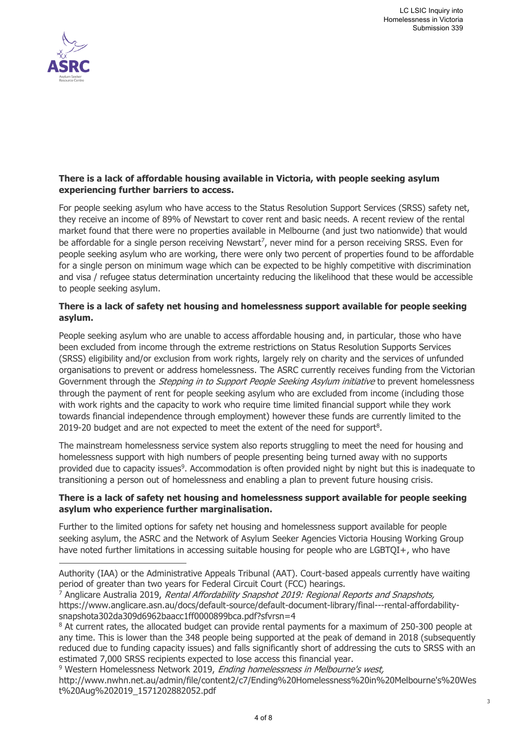**There is a lack of affordable housing available in Victoria, with people seeking asylum experiencing further barriers to access.**

For people seeking asylum who have access to the Status Resolution Support Services (SRSS) safety net, they receive an income of 89% of Newstart to cover rent and basic needs. A recent review of the rental market found that there were no properties available in Melbourne (and just two nationwide) that would be affordable for a single person receiving Newstart[7], never mind for a person receiving SRSS. Even for people seeking asylum who are working, there were only two percent of properties found to be affordable for a single person on minimum wage which can be expected to be highly competitive with discrimination and visa / refugee status determination uncertainty reducing the likelihood that these would be accessible to people seeking asylum.

**There is a lack of safety net housing and homelessness support available for people seeking asylum.**

People seeking asylum who are unable to access affordable housing and, in particular, those who have been excluded from income through the extreme restrictions on Status Resolution Supports Services (SRSS) eligibility and/or exclusion from work rights, largely rely on charity and the services of unfunded organisations to prevent or address homelessness. The ASRC currently receives funding from the Victorian Government through the *Stepping in to Support People Seeking Asylum initiative* to prevent homelessness through the payment of rent for people seeking asylum who are excluded from income (including those with work rights and the capacity to work who require time limited financial support while they work towards financial independence through employment) however these funds are currently limited to the 2019-20 budget and are not expected to meet the extent of the need for support[8].

The mainstream homelessness service system also reports struggling to meet the need for housing and homelessness support with high numbers of people presenting being turned away with no supports provided due to capacity issues[9]. Accommodation is often provided night by night but this is inadequate to transitioning a person out of homelessness and enabling a plan to prevent future housing crisis.

**There is a lack of safety net housing and homelessness support available for people seeking asylum who experience further marginalisation.**

Further to the limited options for safety net housing and homelessness support available for people seeking asylum, the ASRC and the Network of Asylum Seeker Agencies Victoria Housing Working Group have noted further limitations in accessing suitable housing for people who are LGBTQI+, who have

---

Authority (IAA) or the Administrative Appeals Tribunal (AAT). Court-based appeals currently have waiting period of greater than two years for Federal Circuit Court (FCC) hearings.

[7] Anglicare Australia 2019, *Rental Affordability Snapshot 2019: Regional Reports and Snapshots,* https://www.anglicare.asn.au/docs/default-source/default-document-library/final---rental-affordability-snapshota302da309d6962baacc1ff0000899bca.pdf?sfvrsn=4

[8] At current rates, the allocated budget can provide rental payments for a maximum of 250-300 people at any time. This is lower than the 348 people being supported at the peak of demand in 2018 (subsequently reduced due to funding capacity issues) and falls significantly short of addressing the cuts to SRSS with an estimated 7,000 SRSS recipients expected to lose access this financial year.

[9] Western Homelessness Network 2019, *Ending homelessness in Melbourne's west,* http://www.nwhn.net.au/admin/file/content2/c7/Ending%20Homelessness%20in%20Melbourne's%20West%20Aug%202019_1571202882052.pdf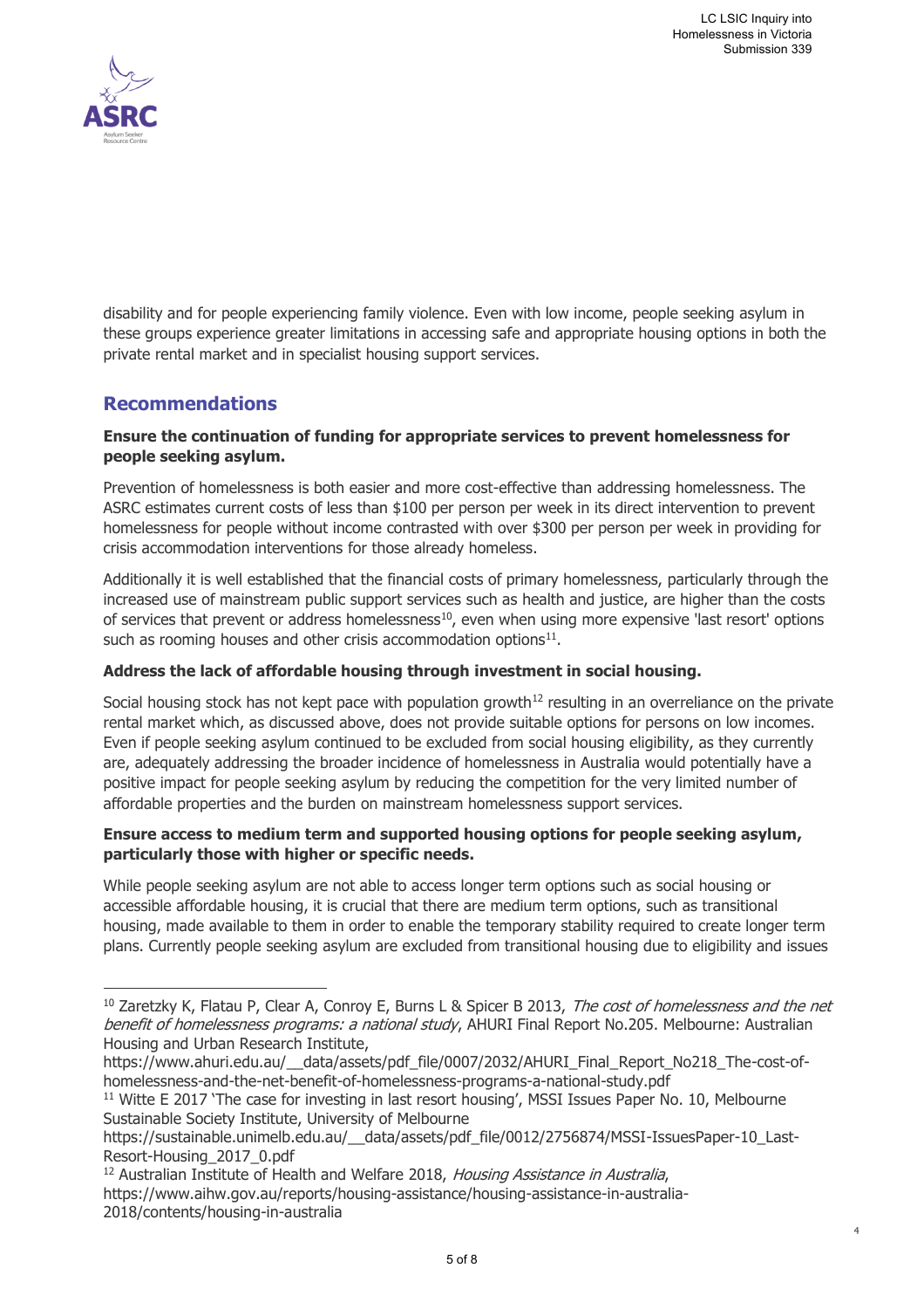disability and for people experiencing family violence. Even with low income, people seeking asylum in these groups experience greater limitations in accessing safe and appropriate housing options in both the private rental market and in specialist housing support services.

## Recommendations

**Ensure the continuation of funding for appropriate services to prevent homelessness for people seeking asylum.**

Prevention of homelessness is both easier and more cost-effective than addressing homelessness. The ASRC estimates current costs of less than $100 per person per week in its direct intervention to prevent homelessness for people without income contrasted with over $300 per person per week in providing for crisis accommodation interventions for those already homeless.

Additionally it is well established that the financial costs of primary homelessness, particularly through the increased use of mainstream public support services such as health and justice, are higher than the costs of services that prevent or address homelessness[10], even when using more expensive 'last resort' options such as rooming houses and other crisis accommodation options[11].

**Address the lack of affordable housing through investment in social housing.**

Social housing stock has not kept pace with population growth[12] resulting in an overreliance on the private rental market which, as discussed above, does not provide suitable options for persons on low incomes. Even if people seeking asylum continued to be excluded from social housing eligibility, as they currently are, adequately addressing the broader incidence of homelessness in Australia would potentially have a positive impact for people seeking asylum by reducing the competition for the very limited number of affordable properties and the burden on mainstream homelessness support services.

**Ensure access to medium term and supported housing options for people seeking asylum, particularly those with higher or specific needs.**

While people seeking asylum are not able to access longer term options such as social housing or accessible affordable housing, it is crucial that there are medium term options, such as transitional housing, made available to them in order to enable the temporary stability required to create longer term plans. Currently people seeking asylum are excluded from transitional housing due to eligibility and issues

---

[10] Zaretzky K, Flatau P, Clear A, Conroy E, Burns L & Spicer B 2013, *The cost of homelessness and the net benefit of homelessness programs: a national study*, AHURI Final Report No.205. Melbourne: Australian Housing and Urban Research Institute, https://www.ahuri.edu.au/__data/assets/pdf_file/0007/2032/AHURI_Final_Report_No218_The-cost-of-homelessness-and-the-net-benefit-of-homelessness-programs-a-national-study.pdf

[11] Witte E 2017 'The case for investing in last resort housing', MSSI Issues Paper No. 10, Melbourne Sustainable Society Institute, University of Melbourne https://sustainable.unimelb.edu.au/__data/assets/pdf_file/0012/2756874/MSSI-IssuesPaper-10_Last-Resort-Housing_2017_0.pdf

[12] Australian Institute of Health and Welfare 2018, *Housing Assistance in Australia*, https://www.aihw.gov.au/reports/housing-assistance/housing-assistance-in-australia-2018/contents/housing-in-australia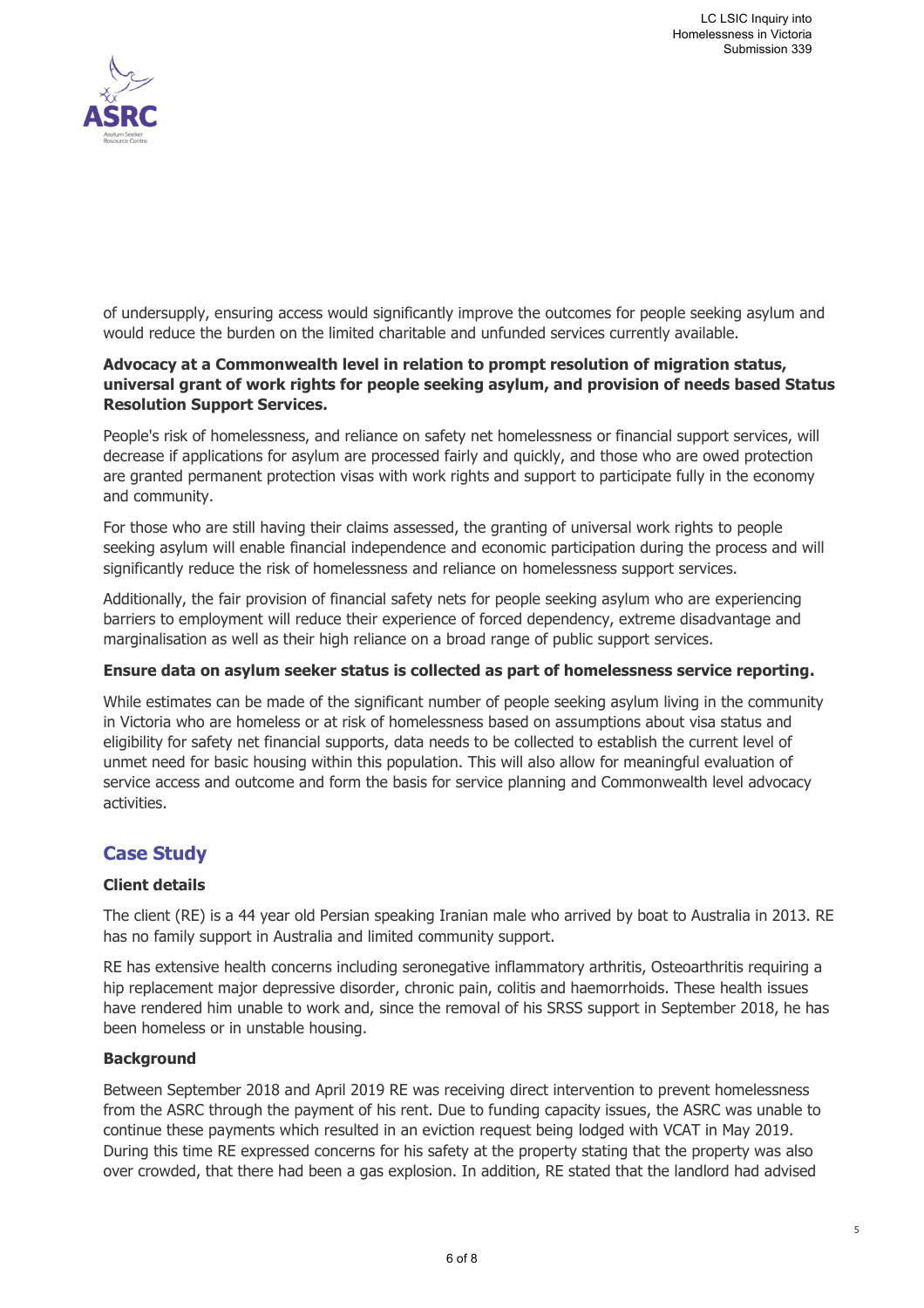of undersupply, ensuring access would significantly improve the outcomes for people seeking asylum and would reduce the burden on the limited charitable and unfunded services currently available.

**Advocacy at a Commonwealth level in relation to prompt resolution of migration status, universal grant of work rights for people seeking asylum, and provision of needs based Status Resolution Support Services.**

People's risk of homelessness, and reliance on safety net homelessness or financial support services, will decrease if applications for asylum are processed fairly and quickly, and those who are owed protection are granted permanent protection visas with work rights and support to participate fully in the economy and community.

For those who are still having their claims assessed, the granting of universal work rights to people seeking asylum will enable financial independence and economic participation during the process and will significantly reduce the risk of homelessness and reliance on homelessness support services.

Additionally, the fair provision of financial safety nets for people seeking asylum who are experiencing barriers to employment will reduce their experience of forced dependency, extreme disadvantage and marginalisation as well as their high reliance on a broad range of public support services.

**Ensure data on asylum seeker status is collected as part of homelessness service reporting.**

While estimates can be made of the significant number of people seeking asylum living in the community in Victoria who are homeless or at risk of homelessness based on assumptions about visa status and eligibility for safety net financial supports, data needs to be collected to establish the current level of unmet need for basic housing within this population. This will also allow for meaningful evaluation of service access and outcome and form the basis for service planning and Commonwealth level advocacy activities.

## Case Study

**Client details**

The client (RE) is a 44 year old Persian speaking Iranian male who arrived by boat to Australia in 2013. RE has no family support in Australia and limited community support.

RE has extensive health concerns including seronegative inflammatory arthritis, Osteoarthritis requiring a hip replacement major depressive disorder, chronic pain, colitis and haemorrhoids. These health issues have rendered him unable to work and, since the removal of his SRSS support in September 2018, he has been homeless or in unstable housing.

**Background**

Between September 2018 and April 2019 RE was receiving direct intervention to prevent homelessness from the ASRC through the payment of his rent. Due to funding capacity issues, the ASRC was unable to continue these payments which resulted in an eviction request being lodged with VCAT in May 2019. During this time RE expressed concerns for his safety at the property stating that the property was also over crowded, that there had been a gas explosion. In addition, RE stated that the landlord had advised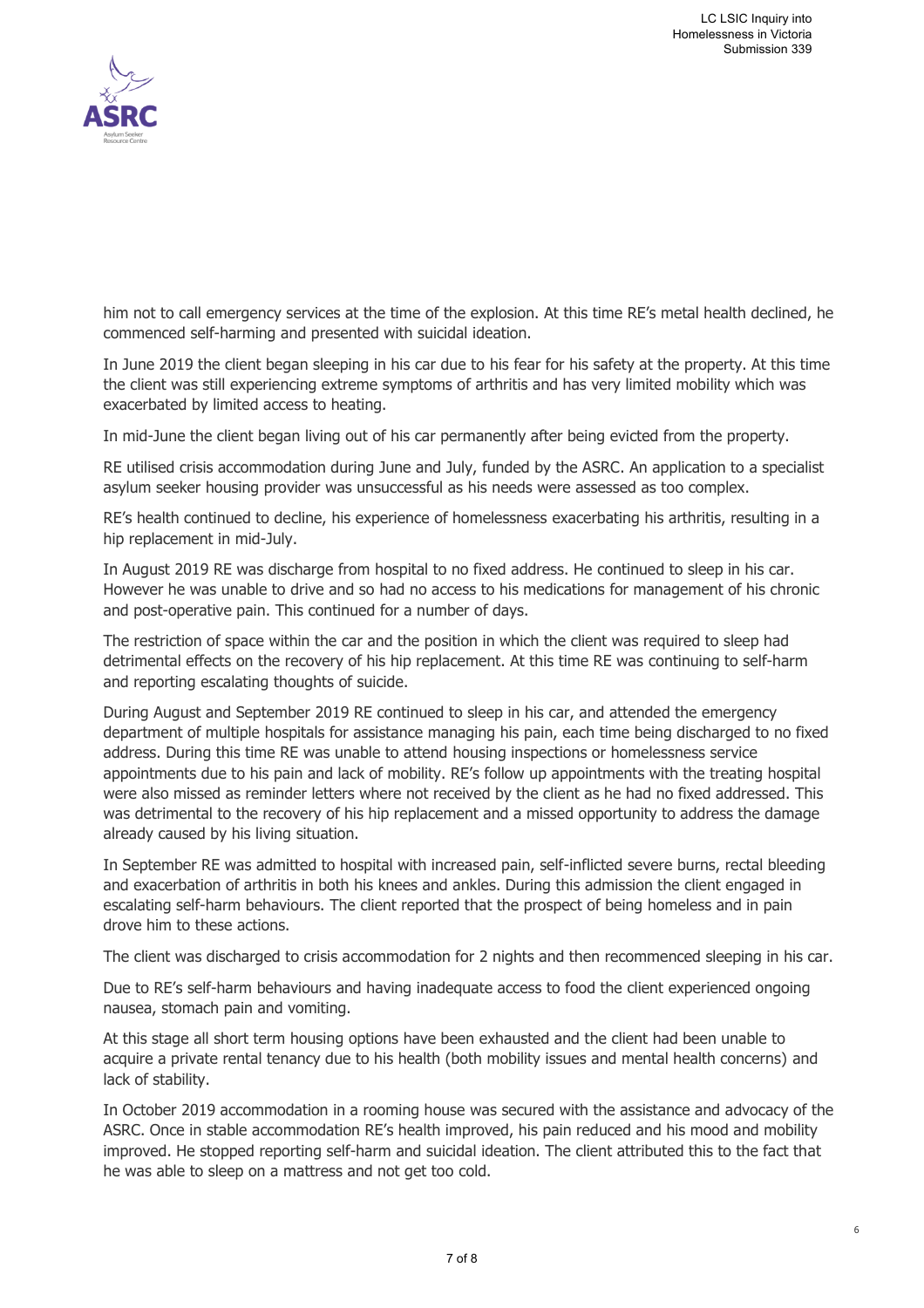him not to call emergency services at the time of the explosion. At this time RE's metal health declined, he commenced self-harming and presented with suicidal ideation.

In June 2019 the client began sleeping in his car due to his fear for his safety at the property. At this time the client was still experiencing extreme symptoms of arthritis and has very limited mobility which was exacerbated by limited access to heating.

In mid-June the client began living out of his car permanently after being evicted from the property.

RE utilised crisis accommodation during June and July, funded by the ASRC. An application to a specialist asylum seeker housing provider was unsuccessful as his needs were assessed as too complex.

RE's health continued to decline, his experience of homelessness exacerbating his arthritis, resulting in a hip replacement in mid-July.

In August 2019 RE was discharge from hospital to no fixed address. He continued to sleep in his car. However he was unable to drive and so had no access to his medications for management of his chronic and post-operative pain. This continued for a number of days.

The restriction of space within the car and the position in which the client was required to sleep had detrimental effects on the recovery of his hip replacement. At this time RE was continuing to self-harm and reporting escalating thoughts of suicide.

During August and September 2019 RE continued to sleep in his car, and attended the emergency department of multiple hospitals for assistance managing his pain, each time being discharged to no fixed address. During this time RE was unable to attend housing inspections or homelessness service appointments due to his pain and lack of mobility. RE's follow up appointments with the treating hospital were also missed as reminder letters where not received by the client as he had no fixed addressed. This was detrimental to the recovery of his hip replacement and a missed opportunity to address the damage already caused by his living situation.

In September RE was admitted to hospital with increased pain, self-inflicted severe burns, rectal bleeding and exacerbation of arthritis in both his knees and ankles. During this admission the client engaged in escalating self-harm behaviours. The client reported that the prospect of being homeless and in pain drove him to these actions.

The client was discharged to crisis accommodation for 2 nights and then recommenced sleeping in his car.

Due to RE's self-harm behaviours and having inadequate access to food the client experienced ongoing nausea, stomach pain and vomiting.

At this stage all short term housing options have been exhausted and the client had been unable to acquire a private rental tenancy due to his health (both mobility issues and mental health concerns) and lack of stability.

In October 2019 accommodation in a rooming house was secured with the assistance and advocacy of the ASRC. Once in stable accommodation RE's health improved, his pain reduced and his mood and mobility improved. He stopped reporting self-harm and suicidal ideation. The client attributed this to the fact that he was able to sleep on a mattress and not get too cold.